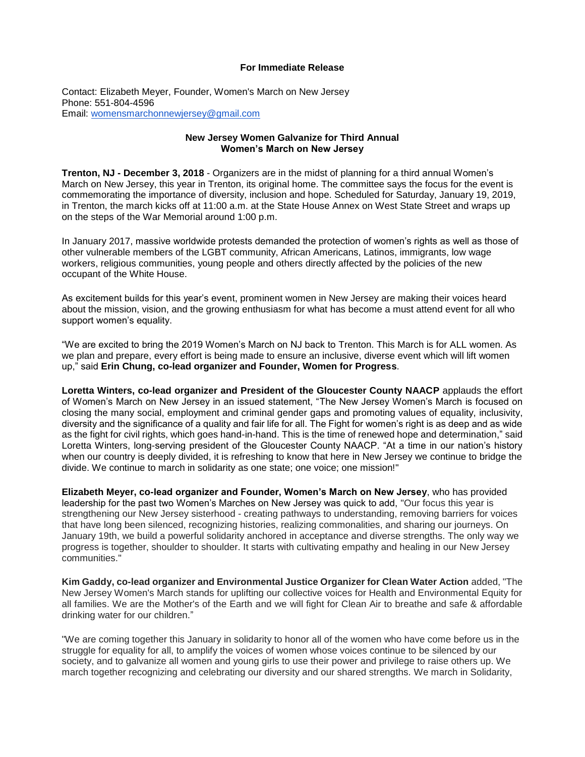**For Immediate Release**

Contact: Elizabeth Meyer, Founder, Women's March on New Jersey
Phone: 551-804-4596
Email: womensmarchonnewjersey@gmail.com

## New Jersey Women Galvanize for Third Annual Women's March on New Jersey

**Trenton, NJ - December 3, 2018** - Organizers are in the midst of planning for a third annual Women's March on New Jersey, this year in Trenton, its original home. The committee says the focus for the event is commemorating the importance of diversity, inclusion and hope. Scheduled for Saturday, January 19, 2019, in Trenton, the march kicks off at 11:00 a.m. at the State House Annex on West State Street and wraps up on the steps of the War Memorial around 1:00 p.m.

In January 2017, massive worldwide protests demanded the protection of women's rights as well as those of other vulnerable members of the LGBT community, African Americans, Latinos, immigrants, low wage workers, religious communities, young people and others directly affected by the policies of the new occupant of the White House.

As excitement builds for this year's event, prominent women in New Jersey are making their voices heard about the mission, vision, and the growing enthusiasm for what has become a must attend event for all who support women's equality.

"We are excited to bring the 2019 Women's March on NJ back to Trenton. This March is for ALL women. As we plan and prepare, every effort is being made to ensure an inclusive, diverse event which will lift women up," said **Erin Chung, co-lead organizer and Founder, Women for Progress**.

**Loretta Winters, co-lead organizer and President of the Gloucester County NAACP** applauds the effort of Women's March on New Jersey in an issued statement, "The New Jersey Women's March is focused on closing the many social, employment and criminal gender gaps and promoting values of equality, inclusivity, diversity and the significance of a quality and fair life for all. The Fight for women's right is as deep and as wide as the fight for civil rights, which goes hand-in-hand. This is the time of renewed hope and determination," said Loretta Winters, long-serving president of the Gloucester County NAACP. "At a time in our nation's history when our country is deeply divided, it is refreshing to know that here in New Jersey we continue to bridge the divide. We continue to march in solidarity as one state; one voice; one mission!"

**Elizabeth Meyer, co-lead organizer and Founder, Women's March on New Jersey**, who has provided leadership for the past two Women's Marches on New Jersey was quick to add, "Our focus this year is strengthening our New Jersey sisterhood - creating pathways to understanding, removing barriers for voices that have long been silenced, recognizing histories, realizing commonalities, and sharing our journeys. On January 19th, we build a powerful solidarity anchored in acceptance and diverse strengths. The only way we progress is together, shoulder to shoulder. It starts with cultivating empathy and healing in our New Jersey communities."

**Kim Gaddy, co-lead organizer and Environmental Justice Organizer for Clean Water Action** added, "The New Jersey Women's March stands for uplifting our collective voices for Health and Environmental Equity for all families. We are the Mother's of the Earth and we will fight for Clean Air to breathe and safe & affordable drinking water for our children."

"We are coming together this January in solidarity to honor all of the women who have come before us in the struggle for equality for all, to amplify the voices of women whose voices continue to be silenced by our society, and to galvanize all women and young girls to use their power and privilege to raise others up. We march together recognizing and celebrating our diversity and our shared strengths. We march in Solidarity,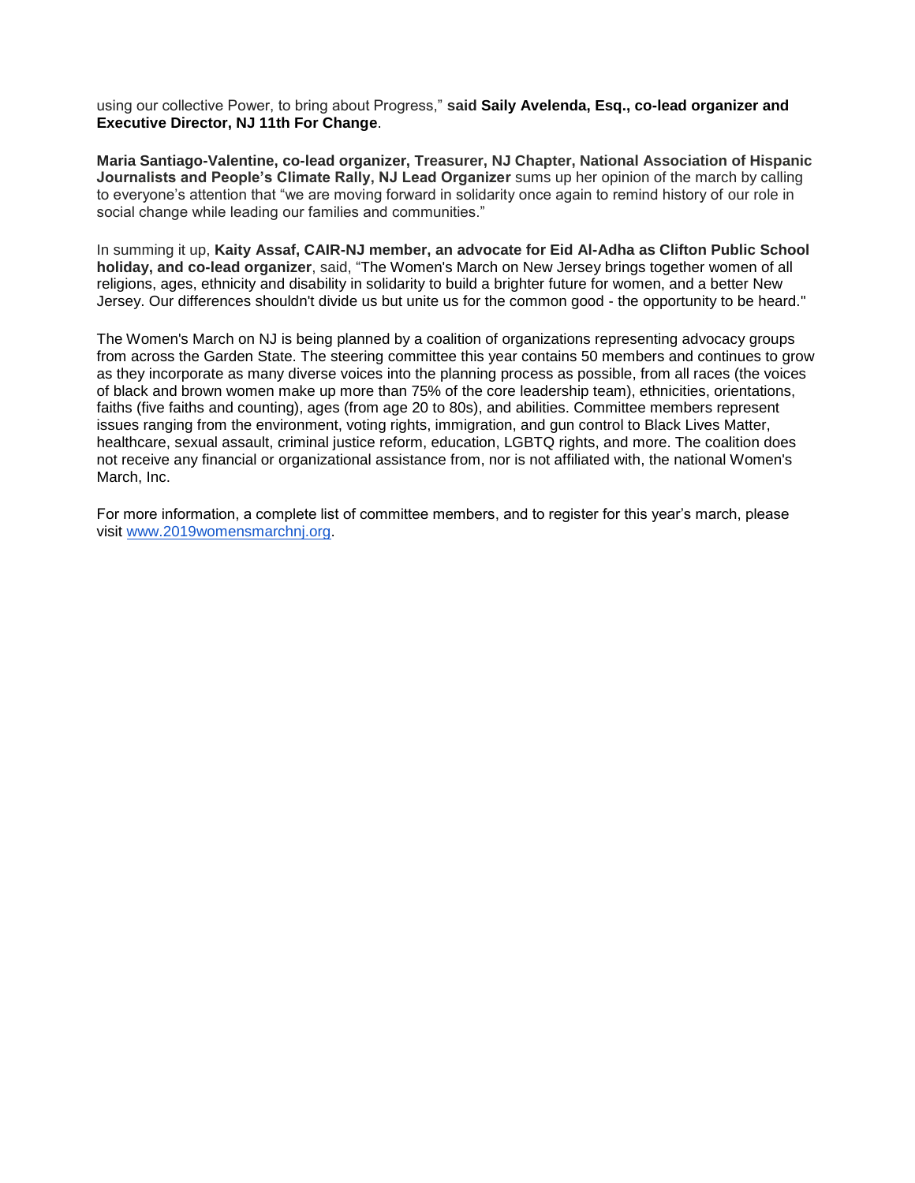using our collective Power, to bring about Progress," **said Saily Avelenda, Esq., co-lead organizer and Executive Director, NJ 11th For Change**.

**Maria Santiago-Valentine, co-lead organizer, Treasurer, NJ Chapter, National Association of Hispanic Journalists and People's Climate Rally, NJ Lead Organizer** sums up her opinion of the march by calling to everyone's attention that "we are moving forward in solidarity once again to remind history of our role in social change while leading our families and communities."

In summing it up, **Kaity Assaf, CAIR-NJ member, an advocate for Eid Al-Adha as Clifton Public School holiday, and co-lead organizer**, said, "The Women's March on New Jersey brings together women of all religions, ages, ethnicity and disability in solidarity to build a brighter future for women, and a better New Jersey. Our differences shouldn't divide us but unite us for the common good - the opportunity to be heard."

The Women's March on NJ is being planned by a coalition of organizations representing advocacy groups from across the Garden State. The steering committee this year contains 50 members and continues to grow as they incorporate as many diverse voices into the planning process as possible, from all races (the voices of black and brown women make up more than 75% of the core leadership team), ethnicities, orientations, faiths (five faiths and counting), ages (from age 20 to 80s), and abilities. Committee members represent issues ranging from the environment, voting rights, immigration, and gun control to Black Lives Matter, healthcare, sexual assault, criminal justice reform, education, LGBTQ rights, and more. The coalition does not receive any financial or organizational assistance from, nor is not affiliated with, the national Women's March, Inc.

For more information, a complete list of committee members, and to register for this year's march, please visit [www.2019womensmarchnj.org](http://www.2019womensmarchnj.org).